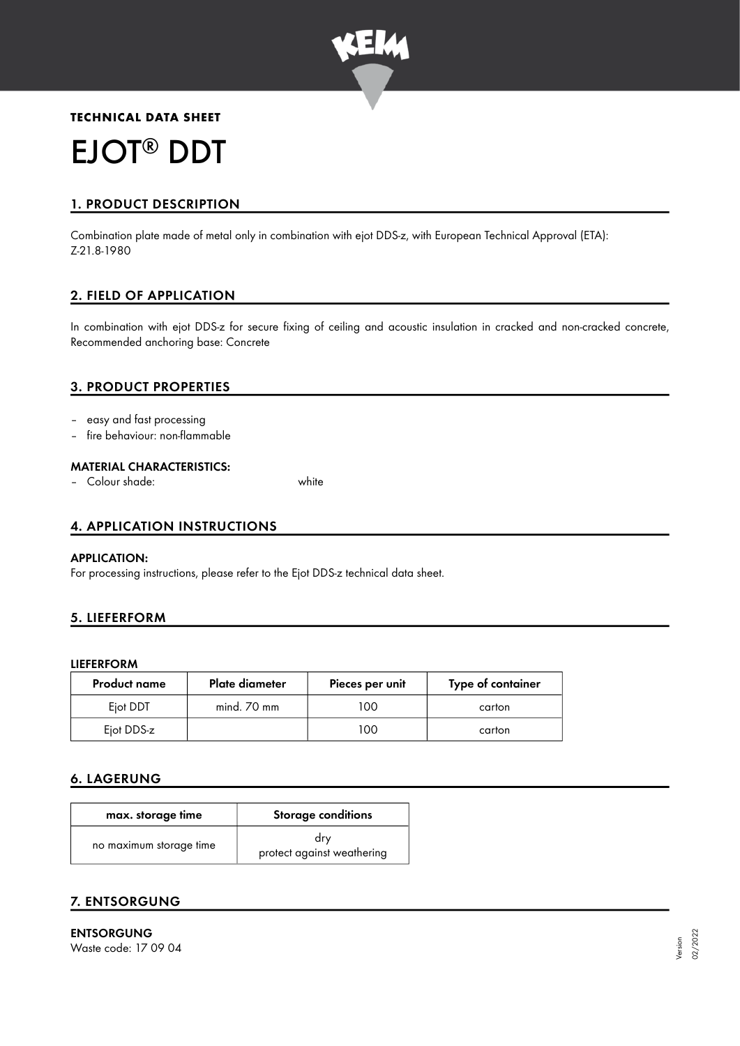**TECHNICAL DATA SHEET**

# EJOT® DDT

## 1. PRODUCT DESCRIPTION

Combination plate made of metal only in combination with ejot DDS-z, with European Technical Approval (ETA): Z-21.8-1980

## 2. FIELD OF APPLICATION

In combination with ejot DDS-z for secure fixing of ceiling and acoustic insulation in cracked and non-cracked concrete, Recommended anchoring base: Concrete

## 3. PRODUCT PROPERTIES

- easy and fast processing
- fire behaviour: non-flammable

### MATERIAL CHARACTERISTICS:

- Colour shade: white

## 4. APPLICATION INSTRUCTIONS

### APPLICATION:

For processing instructions, please refer to the Ejot DDS-z technical data sheet.

## 5. LIEFERFORM

### LIEFERFORM

| Product name | Plate diameter | Pieces per unit | Type of container |
|---|---|---|---|
| Ejot DDT | mind. 70 mm | 100 | carton |
| Ejot DDS-z | | 100 | carton |

## 6. LAGERUNG

| max. storage time | Storage conditions |
|---|---|
| no maximum storage time | dry<br>protect against weathering |

## 7. ENTSORGUNG

**ENTSORGUNG**
Waste code: 17 09 04

Version 02/2022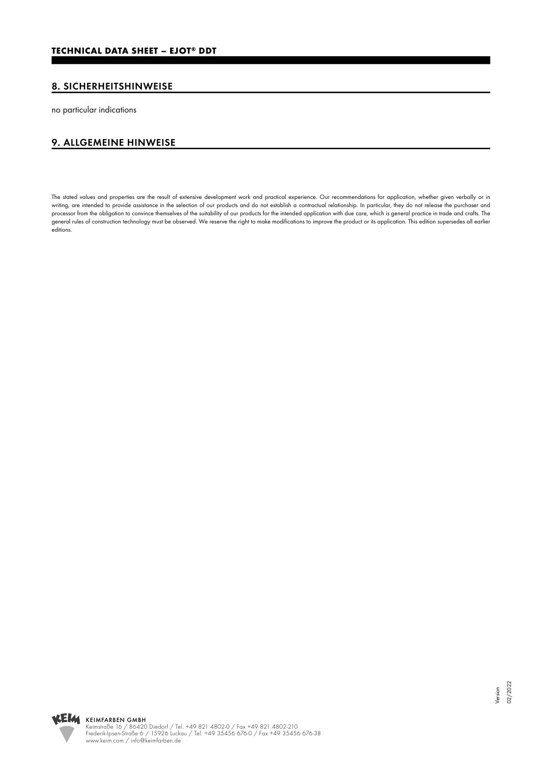## 8. SICHERHEITSHINWEISE

no particular indications

## 9. ALLGEMEINE HINWEISE

The stated values and properties are the result of extensive development work and practical experience. Our recommendations for application, whether given verbally or in writing, are intended to provide assistance in the selection of our products and do not establish a contractual relationship. In particular, they do not release the purchaser and processor from the obligation to convince themselves of the suitability of our products for the intended application with due care, which is general practice in trade and crafts. The general rules of construction technology must be observed. We reserve the right to make modifications to improve the product or its application. This edition supersedes all earlier editions.

KEIMFARBEN GMBH
Keimstraße 16 / 86420 Diedorf / Tel. +49 821 4802-0 / Fax +49 821 4802-210
Frederik-Ipsen-Straße 6 / 15926 Luckau / Tel. +49 35456 676-0 / Fax +49 35456 676-38
www.keim.com / info@keimfarben.de

Version 02/2022